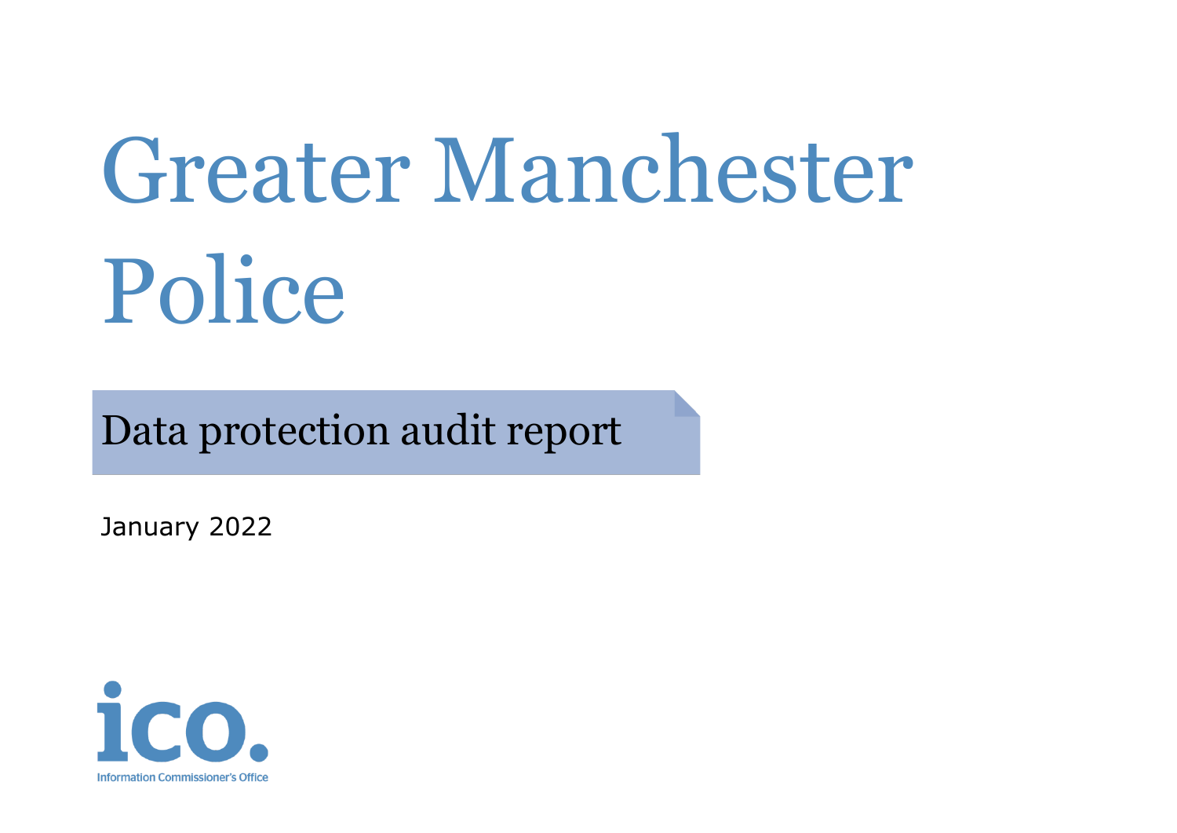# Greater Manchester Police

## Data protection audit report

January 2022

ico.

Information Commissioner's Office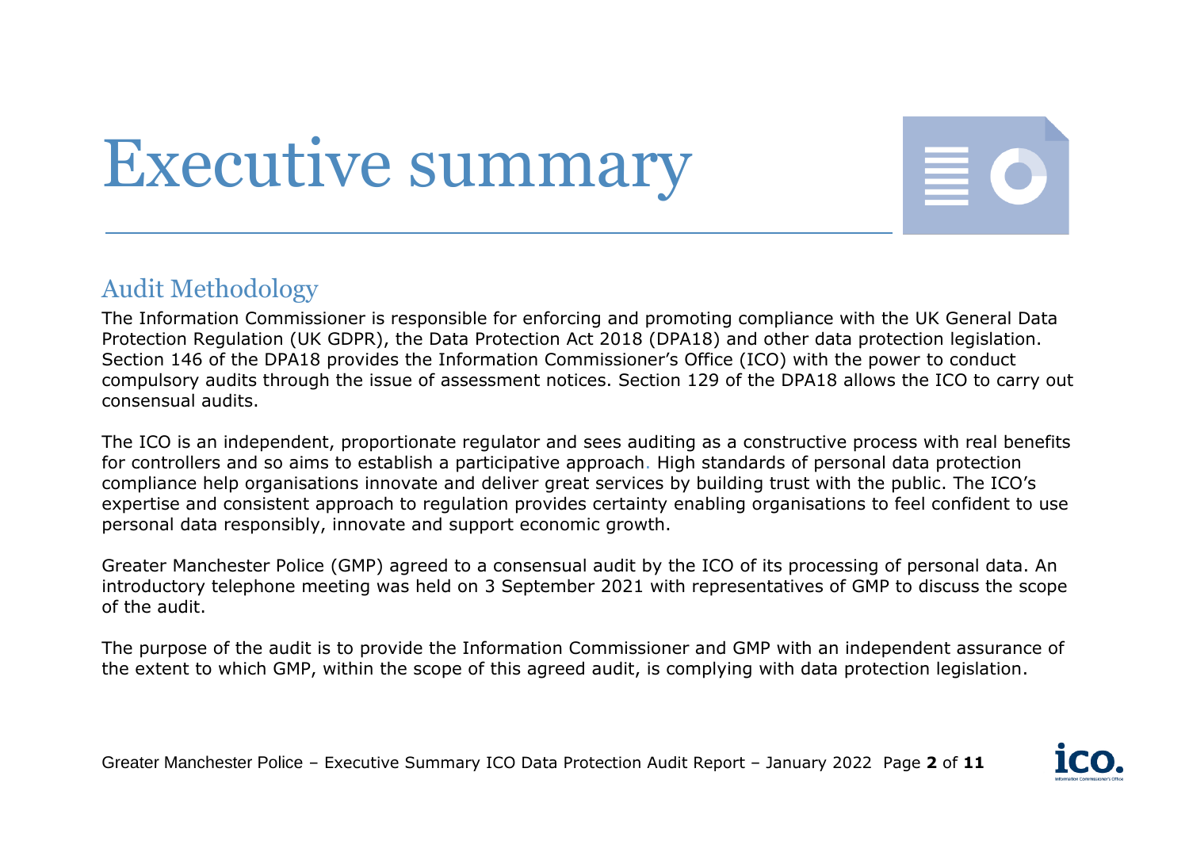# Executive summary

## Audit Methodology

The Information Commissioner is responsible for enforcing and promoting compliance with the UK General Data Protection Regulation (UK GDPR), the Data Protection Act 2018 (DPA18) and other data protection legislation. Section 146 of the DPA18 provides the Information Commissioner's Office (ICO) with the power to conduct compulsory audits through the issue of assessment notices. Section 129 of the DPA18 allows the ICO to carry out consensual audits.

The ICO is an independent, proportionate regulator and sees auditing as a constructive process with real benefits for controllers and so aims to establish a participative approach. High standards of personal data protection compliance help organisations innovate and deliver great services by building trust with the public. The ICO's expertise and consistent approach to regulation provides certainty enabling organisations to feel confident to use personal data responsibly, innovate and support economic growth.

Greater Manchester Police (GMP) agreed to a consensual audit by the ICO of its processing of personal data. An introductory telephone meeting was held on 3 September 2021 with representatives of GMP to discuss the scope of the audit.

The purpose of the audit is to provide the Information Commissioner and GMP with an independent assurance of the extent to which GMP, within the scope of this agreed audit, is complying with data protection legislation.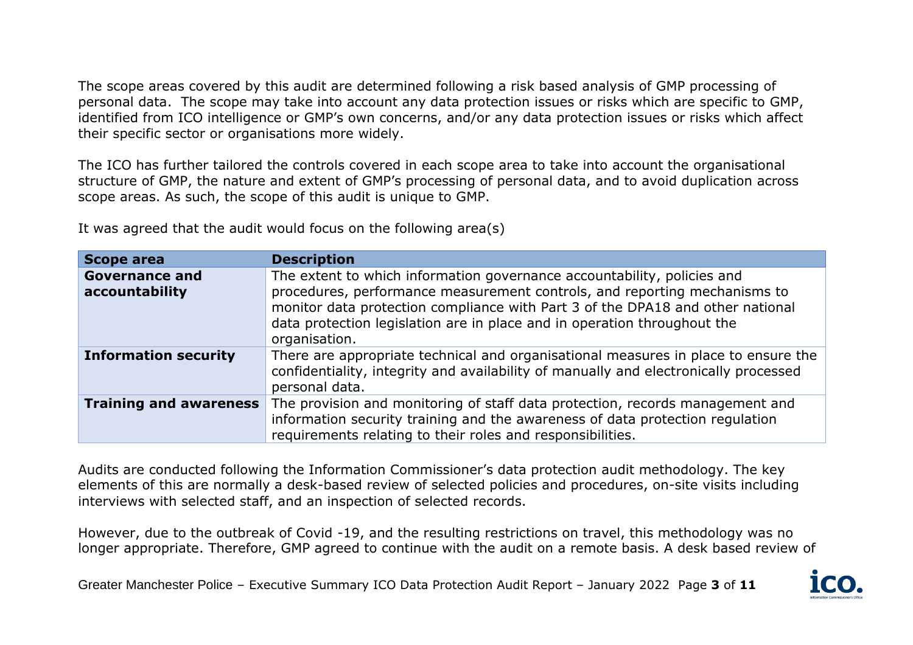The scope areas covered by this audit are determined following a risk based analysis of GMP processing of personal data. The scope may take into account any data protection issues or risks which are specific to GMP, identified from ICO intelligence or GMP's own concerns, and/or any data protection issues or risks which affect their specific sector or organisations more widely.

The ICO has further tailored the controls covered in each scope area to take into account the organisational structure of GMP, the nature and extent of GMP's processing of personal data, and to avoid duplication across scope areas. As such, the scope of this audit is unique to GMP.

It was agreed that the audit would focus on the following area(s)

| Scope area | Description |
|---|---|
| **Governance and accountability** | The extent to which information governance accountability, policies and procedures, performance measurement controls, and reporting mechanisms to monitor data protection compliance with Part 3 of the DPA18 and other national data protection legislation are in place and in operation throughout the organisation. |
| **Information security** | There are appropriate technical and organisational measures in place to ensure the confidentiality, integrity and availability of manually and electronically processed personal data. |
| **Training and awareness** | The provision and monitoring of staff data protection, records management and information security training and the awareness of data protection regulation requirements relating to their roles and responsibilities. |

Audits are conducted following the Information Commissioner's data protection audit methodology. The key elements of this are normally a desk-based review of selected policies and procedures, on-site visits including interviews with selected staff, and an inspection of selected records.

However, due to the outbreak of Covid -19, and the resulting restrictions on travel, this methodology was no longer appropriate. Therefore, GMP agreed to continue with the audit on a remote basis. A desk based review of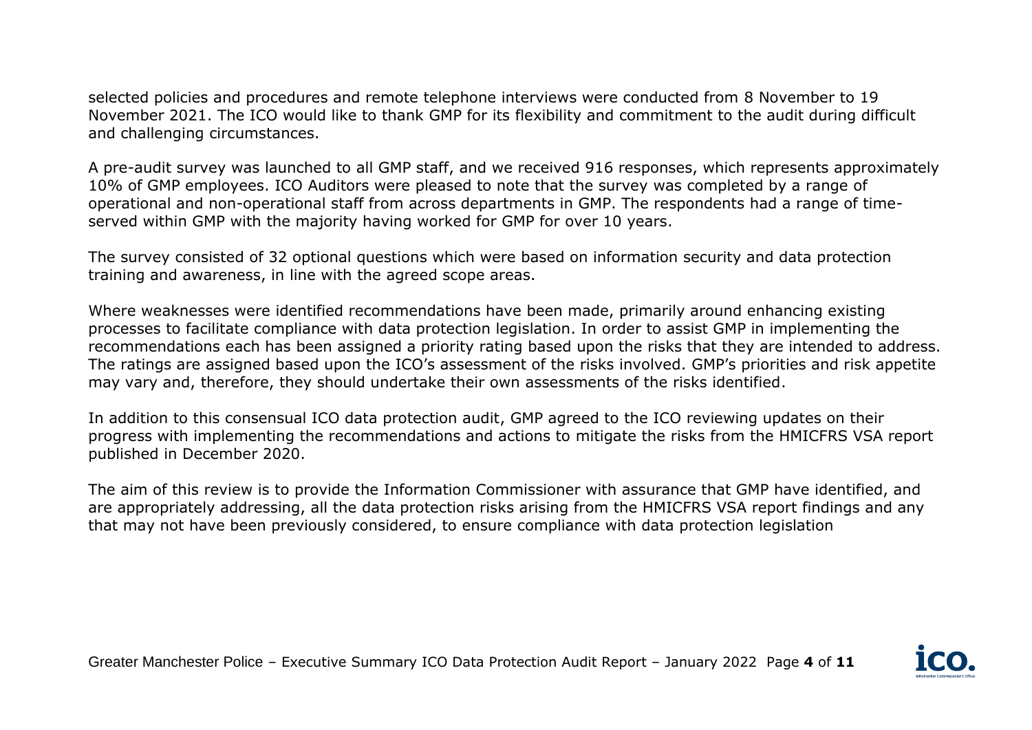selected policies and procedures and remote telephone interviews were conducted from 8 November to 19 November 2021. The ICO would like to thank GMP for its flexibility and commitment to the audit during difficult and challenging circumstances.

A pre-audit survey was launched to all GMP staff, and we received 916 responses, which represents approximately 10% of GMP employees. ICO Auditors were pleased to note that the survey was completed by a range of operational and non-operational staff from across departments in GMP. The respondents had a range of time-served within GMP with the majority having worked for GMP for over 10 years.

The survey consisted of 32 optional questions which were based on information security and data protection training and awareness, in line with the agreed scope areas.

Where weaknesses were identified recommendations have been made, primarily around enhancing existing processes to facilitate compliance with data protection legislation. In order to assist GMP in implementing the recommendations each has been assigned a priority rating based upon the risks that they are intended to address. The ratings are assigned based upon the ICO's assessment of the risks involved. GMP's priorities and risk appetite may vary and, therefore, they should undertake their own assessments of the risks identified.

In addition to this consensual ICO data protection audit, GMP agreed to the ICO reviewing updates on their progress with implementing the recommendations and actions to mitigate the risks from the HMICFRS VSA report published in December 2020.

The aim of this review is to provide the Information Commissioner with assurance that GMP have identified, and are appropriately addressing, all the data protection risks arising from the HMICFRS VSA report findings and any that may not have been previously considered, to ensure compliance with data protection legislation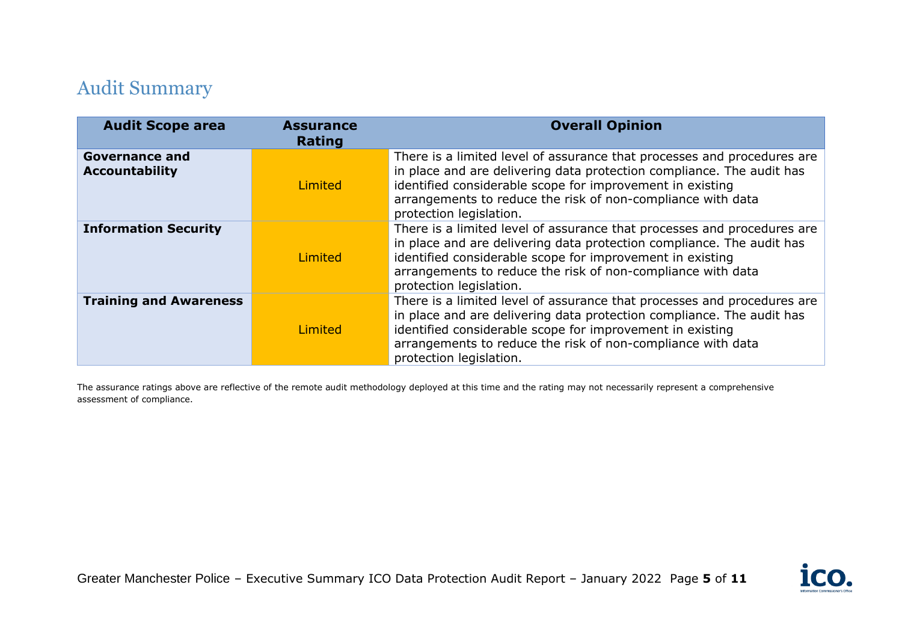## Audit Summary

| Audit Scope area | Assurance Rating | Overall Opinion |
| --- | --- | --- |
| **Governance and Accountability** | Limited | There is a limited level of assurance that processes and procedures are in place and are delivering data protection compliance. The audit has identified considerable scope for improvement in existing arrangements to reduce the risk of non-compliance with data protection legislation. |
| **Information Security** | Limited | There is a limited level of assurance that processes and procedures are in place and are delivering data protection compliance. The audit has identified considerable scope for improvement in existing arrangements to reduce the risk of non-compliance with data protection legislation. |
| **Training and Awareness** | Limited | There is a limited level of assurance that processes and procedures are in place and are delivering data protection compliance. The audit has identified considerable scope for improvement in existing arrangements to reduce the risk of non-compliance with data protection legislation. |

The assurance ratings above are reflective of the remote audit methodology deployed at this time and the rating may not necessarily represent a comprehensive assessment of compliance.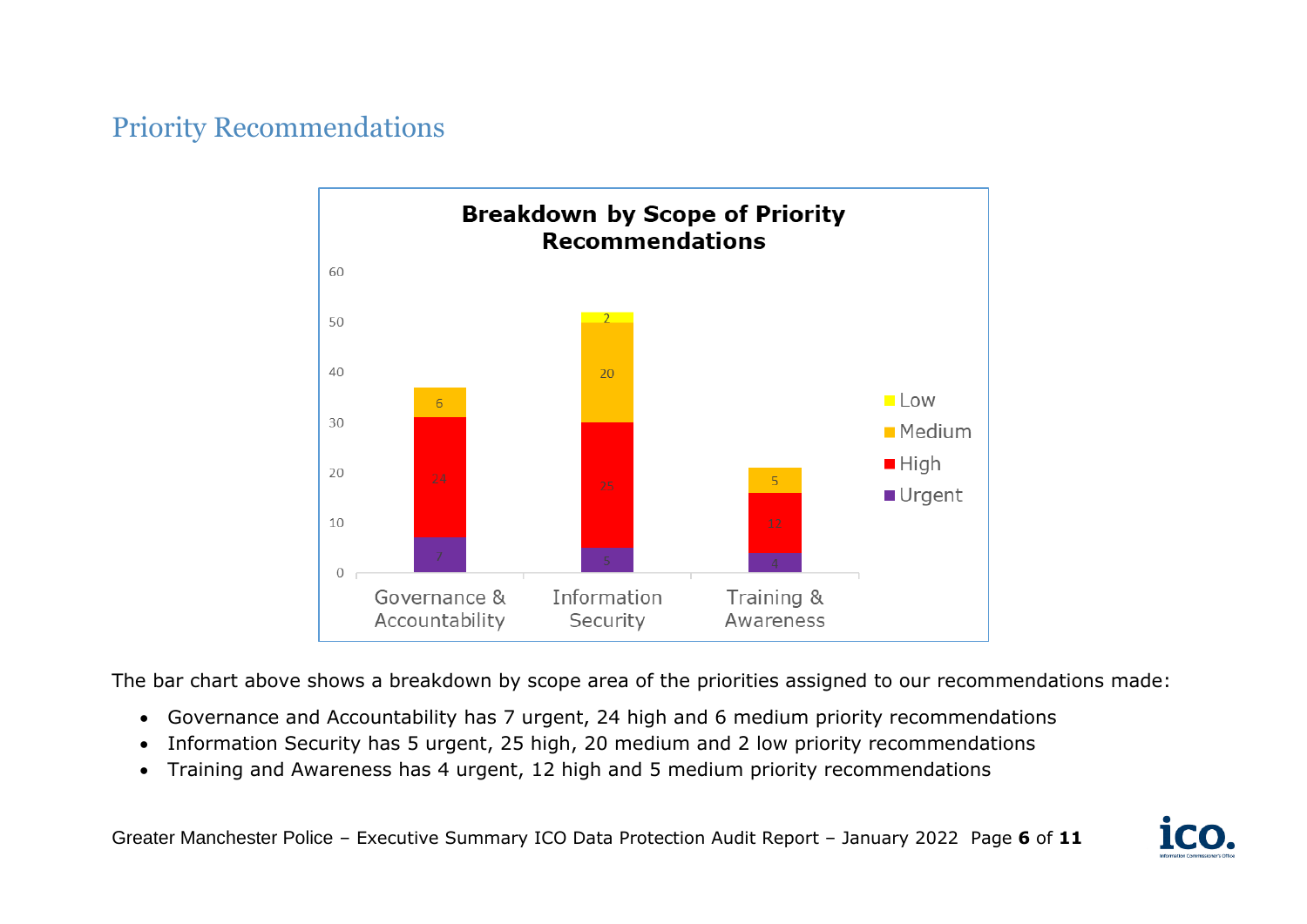## Priority Recommendations

**Breakdown by Scope of Priority Recommendations**

60
50
40
30
20
10
0

Governance & Accountability: 7, 24, 6
Information Security: 5, 25, 20, 2
Training & Awareness: 4, 12, 5

Low
Medium
High
Urgent

The bar chart above shows a breakdown by scope area of the priorities assigned to our recommendations made:

- Governance and Accountability has 7 urgent, 24 high and 6 medium priority recommendations
- Information Security has 5 urgent, 25 high, 20 medium and 2 low priority recommendations
- Training and Awareness has 4 urgent, 12 high and 5 medium priority recommendations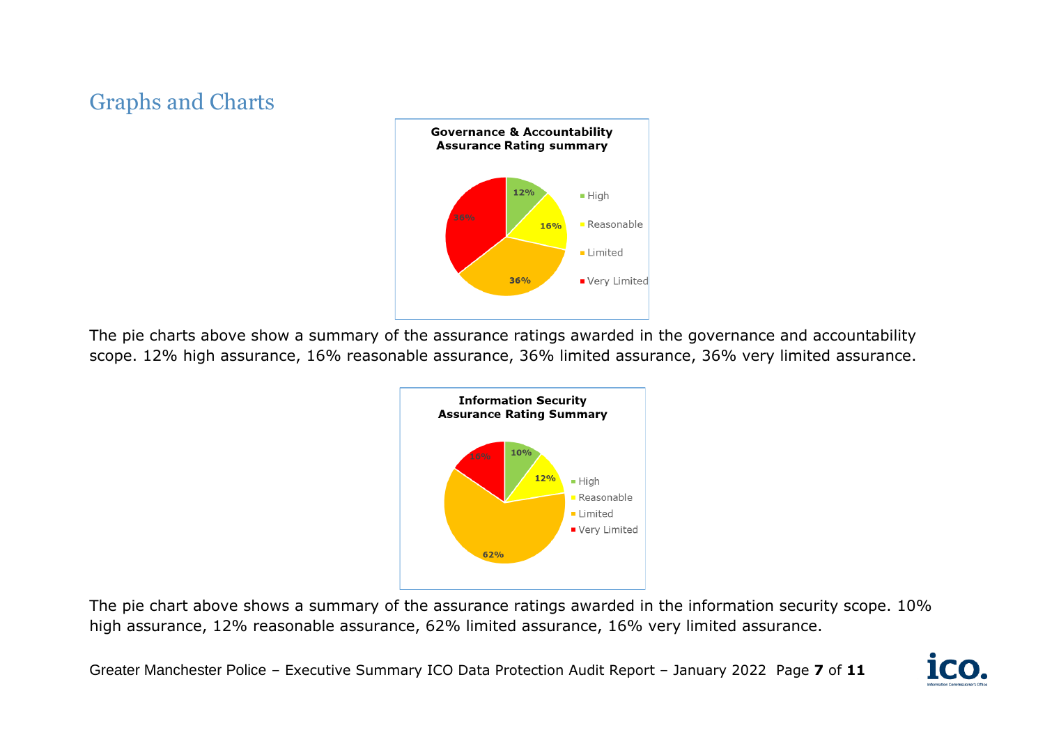## Graphs and Charts

Governance & Accountability
Assurance Rating summary

12%
16%
36%
36%

High
Reasonable
Limited
Very Limited

The pie charts above show a summary of the assurance ratings awarded in the governance and accountability scope. 12% high assurance, 16% reasonable assurance, 36% limited assurance, 36% very limited assurance.

Information Security
Assurance Rating Summary

10%
12%
62%
16%

High
Reasonable
Limited
Very Limited

The pie chart above shows a summary of the assurance ratings awarded in the information security scope. 10% high assurance, 12% reasonable assurance, 62% limited assurance, 16% very limited assurance.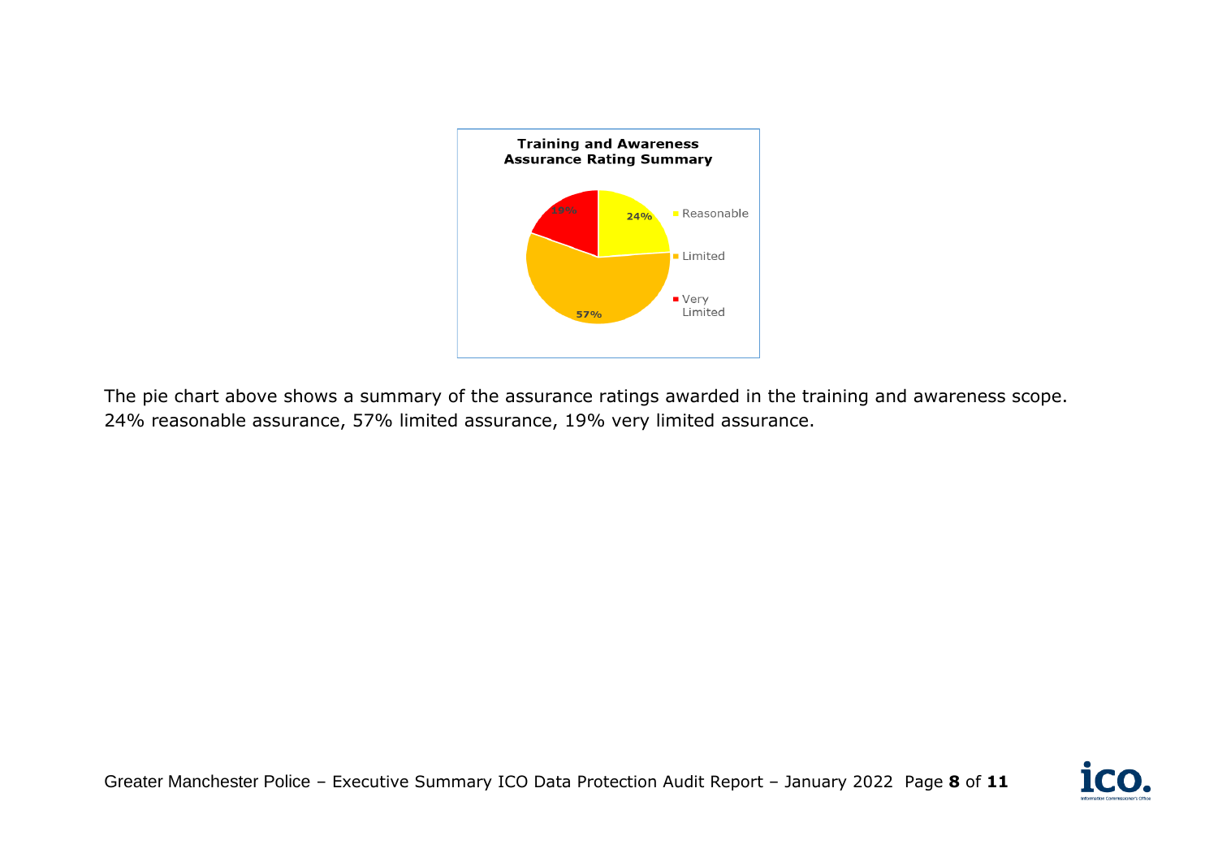**Training and Awareness Assurance Rating Summary**

| Rating | Percentage |
| --- | --- |
| Reasonable | 24% |
| Limited | 57% |
| Very Limited | 19% |

The pie chart above shows a summary of the assurance ratings awarded in the training and awareness scope. 24% reasonable assurance, 57% limited assurance, 19% very limited assurance.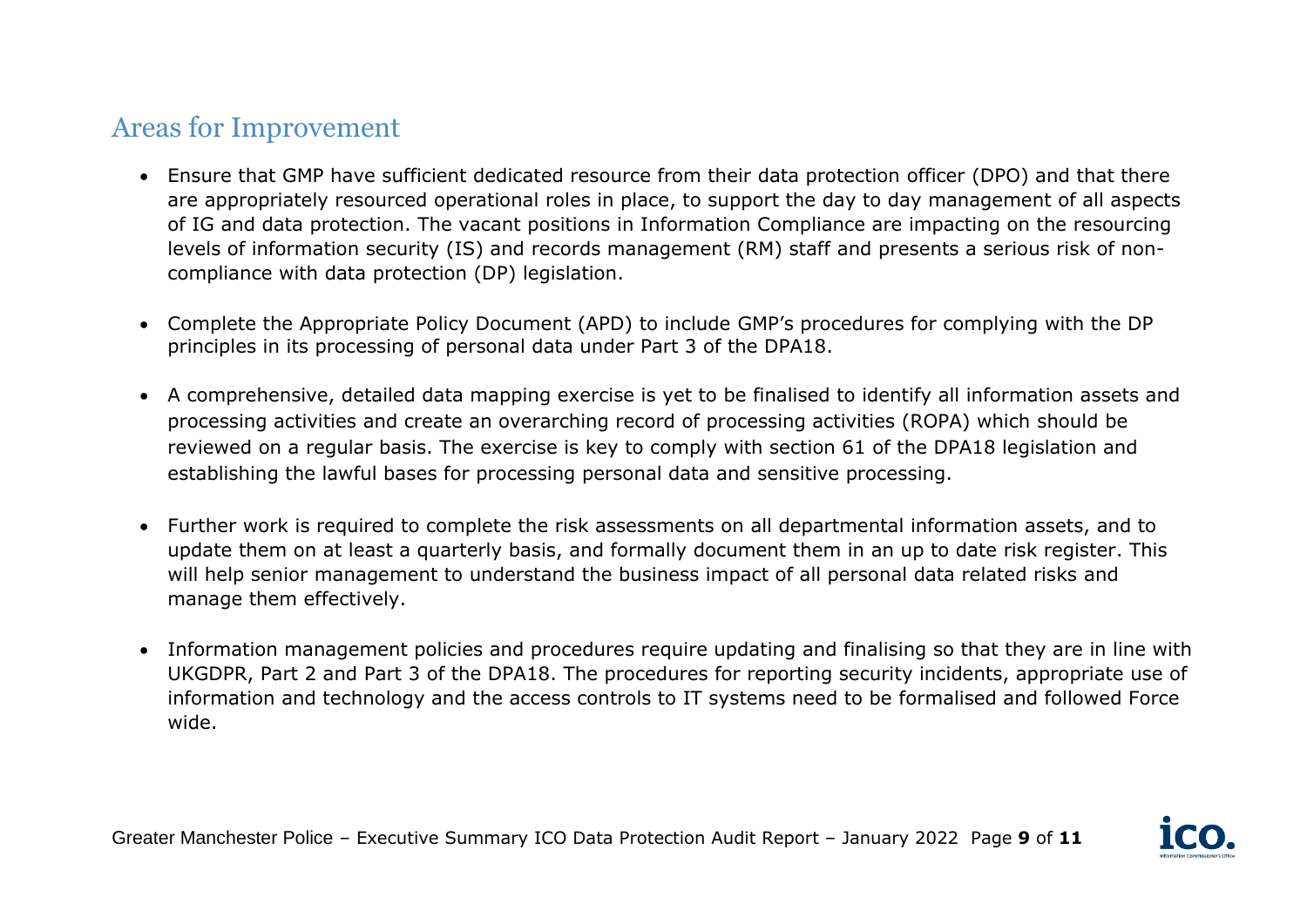## Areas for Improvement

- Ensure that GMP have sufficient dedicated resource from their data protection officer (DPO) and that there are appropriately resourced operational roles in place, to support the day to day management of all aspects of IG and data protection. The vacant positions in Information Compliance are impacting on the resourcing levels of information security (IS) and records management (RM) staff and presents a serious risk of non-compliance with data protection (DP) legislation.

- Complete the Appropriate Policy Document (APD) to include GMP's procedures for complying with the DP principles in its processing of personal data under Part 3 of the DPA18.

- A comprehensive, detailed data mapping exercise is yet to be finalised to identify all information assets and processing activities and create an overarching record of processing activities (ROPA) which should be reviewed on a regular basis. The exercise is key to comply with section 61 of the DPA18 legislation and establishing the lawful bases for processing personal data and sensitive processing.

- Further work is required to complete the risk assessments on all departmental information assets, and to update them on at least a quarterly basis, and formally document them in an up to date risk register. This will help senior management to understand the business impact of all personal data related risks and manage them effectively.

- Information management policies and procedures require updating and finalising so that they are in line with UKGDPR, Part 2 and Part 3 of the DPA18. The procedures for reporting security incidents, appropriate use of information and technology and the access controls to IT systems need to be formalised and followed Force wide.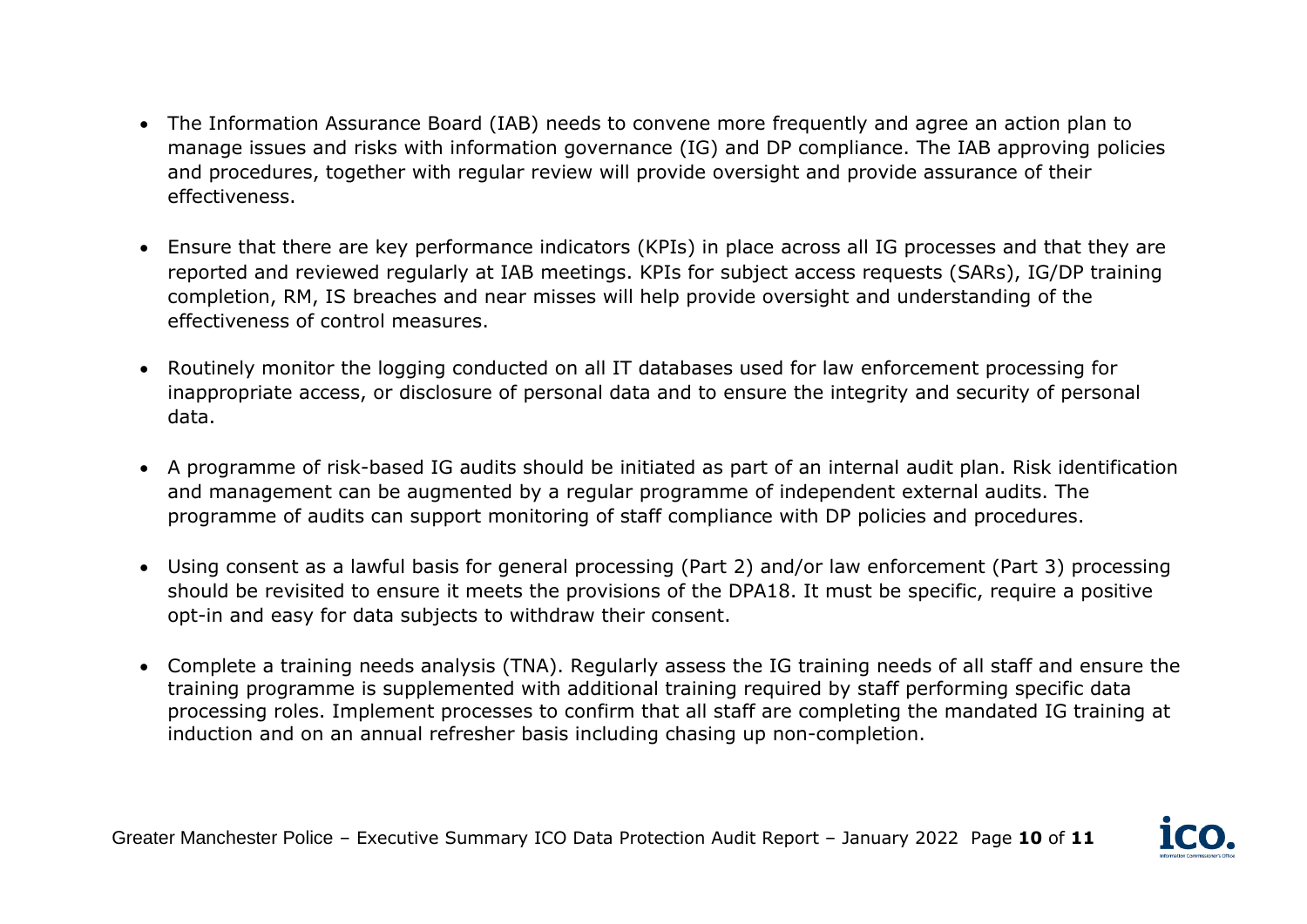- The Information Assurance Board (IAB) needs to convene more frequently and agree an action plan to manage issues and risks with information governance (IG) and DP compliance. The IAB approving policies and procedures, together with regular review will provide oversight and provide assurance of their effectiveness.

- Ensure that there are key performance indicators (KPIs) in place across all IG processes and that they are reported and reviewed regularly at IAB meetings. KPIs for subject access requests (SARs), IG/DP training completion, RM, IS breaches and near misses will help provide oversight and understanding of the effectiveness of control measures.

- Routinely monitor the logging conducted on all IT databases used for law enforcement processing for inappropriate access, or disclosure of personal data and to ensure the integrity and security of personal data.

- A programme of risk-based IG audits should be initiated as part of an internal audit plan. Risk identification and management can be augmented by a regular programme of independent external audits. The programme of audits can support monitoring of staff compliance with DP policies and procedures.

- Using consent as a lawful basis for general processing (Part 2) and/or law enforcement (Part 3) processing should be revisited to ensure it meets the provisions of the DPA18. It must be specific, require a positive opt-in and easy for data subjects to withdraw their consent.

- Complete a training needs analysis (TNA). Regularly assess the IG training needs of all staff and ensure the training programme is supplemented with additional training required by staff performing specific data processing roles. Implement processes to confirm that all staff are completing the mandated IG training at induction and on an annual refresher basis including chasing up non-completion.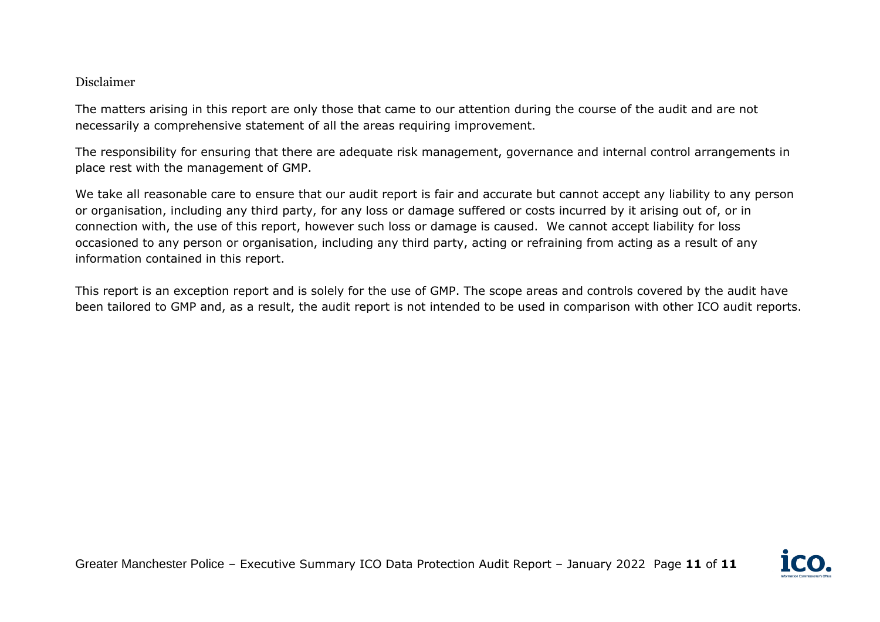## Disclaimer

The matters arising in this report are only those that came to our attention during the course of the audit and are not necessarily a comprehensive statement of all the areas requiring improvement.

The responsibility for ensuring that there are adequate risk management, governance and internal control arrangements in place rest with the management of GMP.

We take all reasonable care to ensure that our audit report is fair and accurate but cannot accept any liability to any person or organisation, including any third party, for any loss or damage suffered or costs incurred by it arising out of, or in connection with, the use of this report, however such loss or damage is caused. We cannot accept liability for loss occasioned to any person or organisation, including any third party, acting or refraining from acting as a result of any information contained in this report.

This report is an exception report and is solely for the use of GMP. The scope areas and controls covered by the audit have been tailored to GMP and, as a result, the audit report is not intended to be used in comparison with other ICO audit reports.